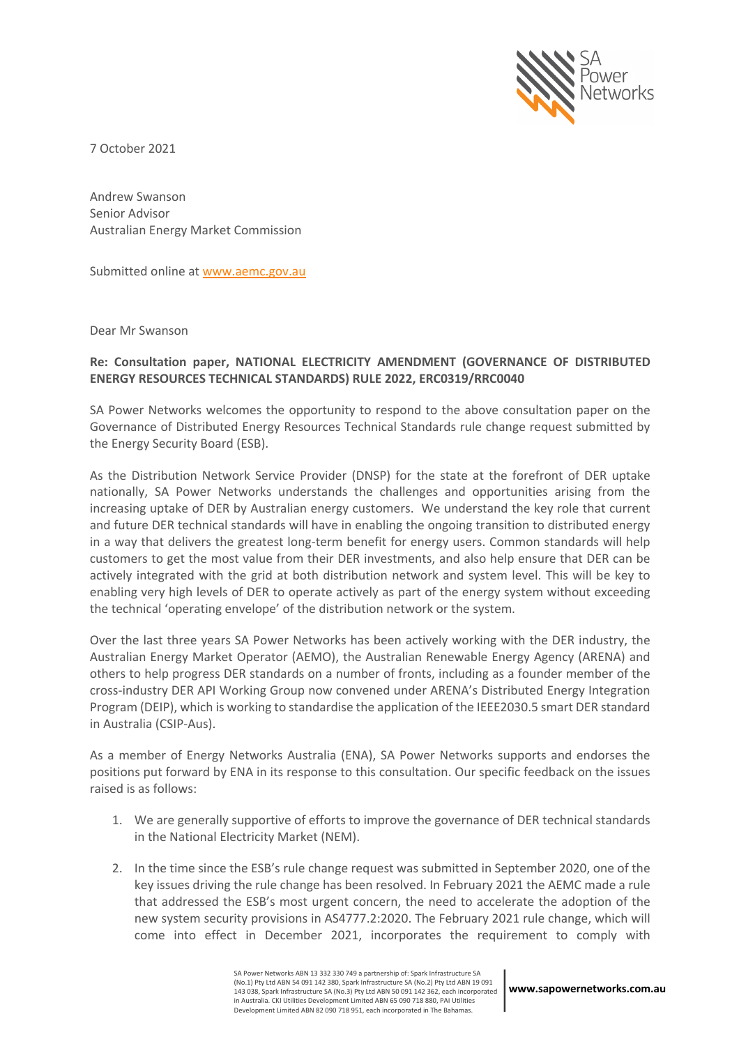7 October 2021

Andrew Swanson
Senior Advisor
Australian Energy Market Commission

Submitted online at www.aemc.gov.au

Dear Mr Swanson

**Re: Consultation paper, NATIONAL ELECTRICITY AMENDMENT (GOVERNANCE OF DISTRIBUTED ENERGY RESOURCES TECHNICAL STANDARDS) RULE 2022, ERC0319/RRC0040**

SA Power Networks welcomes the opportunity to respond to the above consultation paper on the Governance of Distributed Energy Resources Technical Standards rule change request submitted by the Energy Security Board (ESB).

As the Distribution Network Service Provider (DNSP) for the state at the forefront of DER uptake nationally, SA Power Networks understands the challenges and opportunities arising from the increasing uptake of DER by Australian energy customers. We understand the key role that current and future DER technical standards will have in enabling the ongoing transition to distributed energy in a way that delivers the greatest long-term benefit for energy users. Common standards will help customers to get the most value from their DER investments, and also help ensure that DER can be actively integrated with the grid at both distribution network and system level. This will be key to enabling very high levels of DER to operate actively as part of the energy system without exceeding the technical 'operating envelope' of the distribution network or the system.

Over the last three years SA Power Networks has been actively working with the DER industry, the Australian Energy Market Operator (AEMO), the Australian Renewable Energy Agency (ARENA) and others to help progress DER standards on a number of fronts, including as a founder member of the cross-industry DER API Working Group now convened under ARENA's Distributed Energy Integration Program (DEIP), which is working to standardise the application of the IEEE2030.5 smart DER standard in Australia (CSIP-Aus).

As a member of Energy Networks Australia (ENA), SA Power Networks supports and endorses the positions put forward by ENA in its response to this consultation. Our specific feedback on the issues raised is as follows:

1. We are generally supportive of efforts to improve the governance of DER technical standards in the National Electricity Market (NEM).

2. In the time since the ESB's rule change request was submitted in September 2020, one of the key issues driving the rule change has been resolved. In February 2021 the AEMC made a rule that addressed the ESB's most urgent concern, the need to accelerate the adoption of the new system security provisions in AS4777.2:2020. The February 2021 rule change, which will come into effect in December 2021, incorporates the requirement to comply with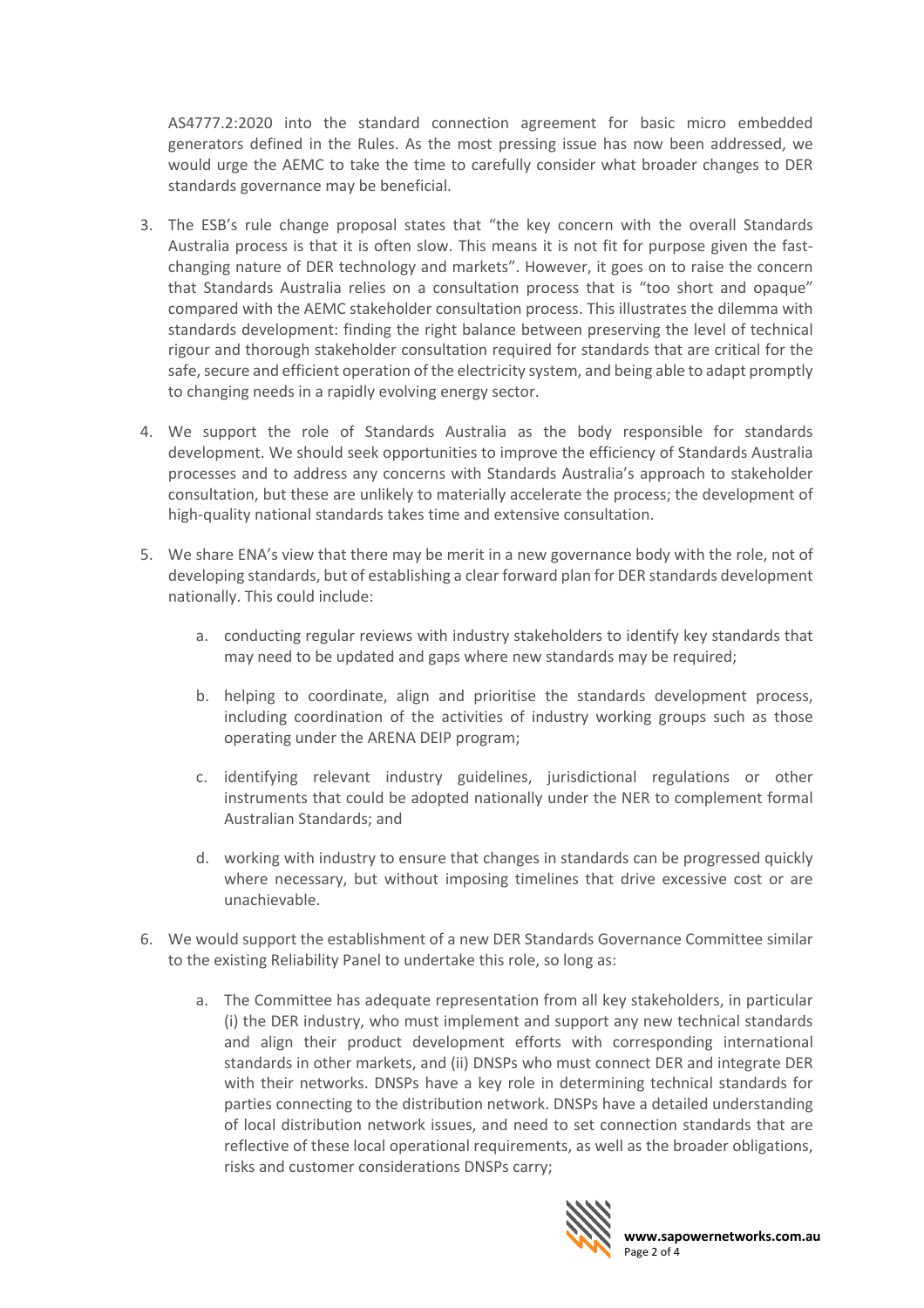AS4777.2:2020 into the standard connection agreement for basic micro embedded generators defined in the Rules. As the most pressing issue has now been addressed, we would urge the AEMC to take the time to carefully consider what broader changes to DER standards governance may be beneficial.

3. The ESB's rule change proposal states that "the key concern with the overall Standards Australia process is that it is often slow. This means it is not fit for purpose given the fast-changing nature of DER technology and markets". However, it goes on to raise the concern that Standards Australia relies on a consultation process that is "too short and opaque" compared with the AEMC stakeholder consultation process. This illustrates the dilemma with standards development: finding the right balance between preserving the level of technical rigour and thorough stakeholder consultation required for standards that are critical for the safe, secure and efficient operation of the electricity system, and being able to adapt promptly to changing needs in a rapidly evolving energy sector.

4. We support the role of Standards Australia as the body responsible for standards development. We should seek opportunities to improve the efficiency of Standards Australia processes and to address any concerns with Standards Australia's approach to stakeholder consultation, but these are unlikely to materially accelerate the process; the development of high-quality national standards takes time and extensive consultation.

5. We share ENA's view that there may be merit in a new governance body with the role, not of developing standards, but of establishing a clear forward plan for DER standards development nationally. This could include:

    a. conducting regular reviews with industry stakeholders to identify key standards that may need to be updated and gaps where new standards may be required;

    b. helping to coordinate, align and prioritise the standards development process, including coordination of the activities of industry working groups such as those operating under the ARENA DEIP program;

    c. identifying relevant industry guidelines, jurisdictional regulations or other instruments that could be adopted nationally under the NER to complement formal Australian Standards; and

    d. working with industry to ensure that changes in standards can be progressed quickly where necessary, but without imposing timelines that drive excessive cost or are unachievable.

6. We would support the establishment of a new DER Standards Governance Committee similar to the existing Reliability Panel to undertake this role, so long as:

    a. The Committee has adequate representation from all key stakeholders, in particular (i) the DER industry, who must implement and support any new technical standards and align their product development efforts with corresponding international standards in other markets, and (ii) DNSPs who must connect DER and integrate DER with their networks. DNSPs have a key role in determining technical standards for parties connecting to the distribution network. DNSPs have a detailed understanding of local distribution network issues, and need to set connection standards that are reflective of these local operational requirements, as well as the broader obligations, risks and customer considerations DNSPs carry;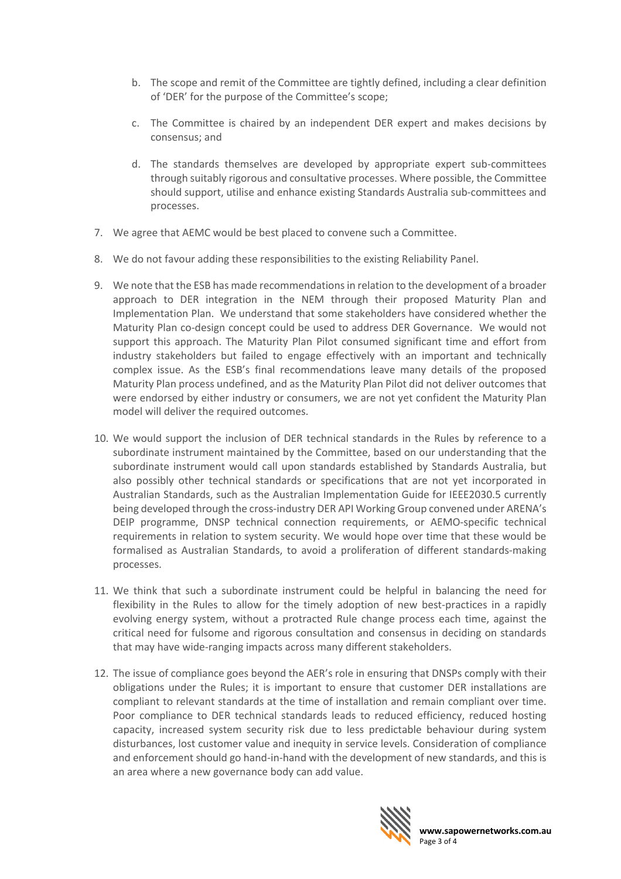b. The scope and remit of the Committee are tightly defined, including a clear definition of 'DER' for the purpose of the Committee's scope;

   c. The Committee is chaired by an independent DER expert and makes decisions by consensus; and

   d. The standards themselves are developed by appropriate expert sub-committees through suitably rigorous and consultative processes. Where possible, the Committee should support, utilise and enhance existing Standards Australia sub-committees and processes.

7. We agree that AEMC would be best placed to convene such a Committee.

8. We do not favour adding these responsibilities to the existing Reliability Panel.

9. We note that the ESB has made recommendations in relation to the development of a broader approach to DER integration in the NEM through their proposed Maturity Plan and Implementation Plan. We understand that some stakeholders have considered whether the Maturity Plan co-design concept could be used to address DER Governance. We would not support this approach. The Maturity Plan Pilot consumed significant time and effort from industry stakeholders but failed to engage effectively with an important and technically complex issue. As the ESB's final recommendations leave many details of the proposed Maturity Plan process undefined, and as the Maturity Plan Pilot did not deliver outcomes that were endorsed by either industry or consumers, we are not yet confident the Maturity Plan model will deliver the required outcomes.

10. We would support the inclusion of DER technical standards in the Rules by reference to a subordinate instrument maintained by the Committee, based on our understanding that the subordinate instrument would call upon standards established by Standards Australia, but also possibly other technical standards or specifications that are not yet incorporated in Australian Standards, such as the Australian Implementation Guide for IEEE2030.5 currently being developed through the cross-industry DER API Working Group convened under ARENA's DEIP programme, DNSP technical connection requirements, or AEMO-specific technical requirements in relation to system security. We would hope over time that these would be formalised as Australian Standards, to avoid a proliferation of different standards-making processes.

11. We think that such a subordinate instrument could be helpful in balancing the need for flexibility in the Rules to allow for the timely adoption of new best-practices in a rapidly evolving energy system, without a protracted Rule change process each time, against the critical need for fulsome and rigorous consultation and consensus in deciding on standards that may have wide-ranging impacts across many different stakeholders.

12. The issue of compliance goes beyond the AER's role in ensuring that DNSPs comply with their obligations under the Rules; it is important to ensure that customer DER installations are compliant to relevant standards at the time of installation and remain compliant over time. Poor compliance to DER technical standards leads to reduced efficiency, reduced hosting capacity, increased system security risk due to less predictable behaviour during system disturbances, lost customer value and inequity in service levels. Consideration of compliance and enforcement should go hand-in-hand with the development of new standards, and this is an area where a new governance body can add value.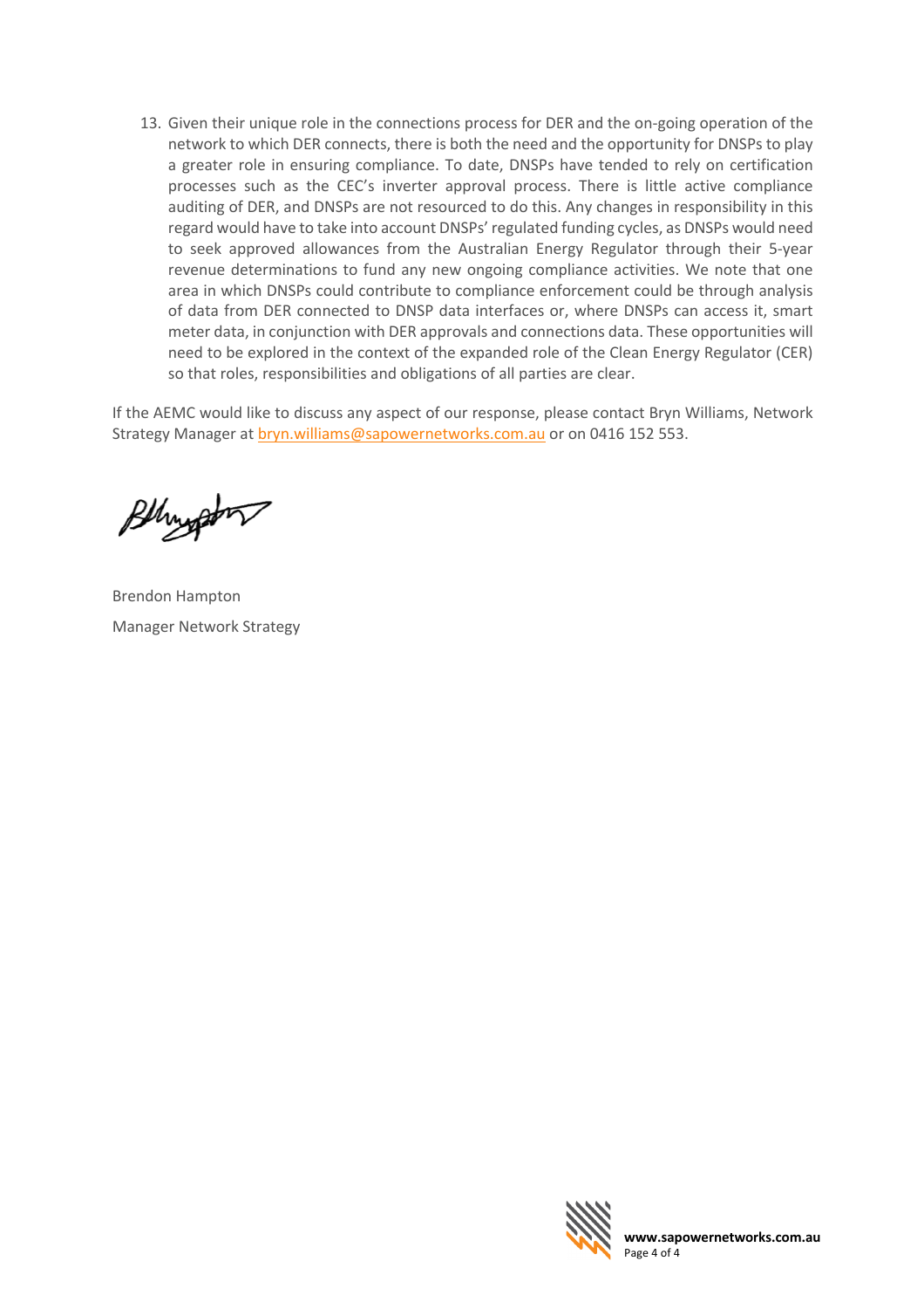13. Given their unique role in the connections process for DER and the on-going operation of the network to which DER connects, there is both the need and the opportunity for DNSPs to play a greater role in ensuring compliance. To date, DNSPs have tended to rely on certification processes such as the CEC's inverter approval process. There is little active compliance auditing of DER, and DNSPs are not resourced to do this. Any changes in responsibility in this regard would have to take into account DNSPs' regulated funding cycles, as DNSPs would need to seek approved allowances from the Australian Energy Regulator through their 5-year revenue determinations to fund any new ongoing compliance activities. We note that one area in which DNSPs could contribute to compliance enforcement could be through analysis of data from DER connected to DNSP data interfaces or, where DNSPs can access it, smart meter data, in conjunction with DER approvals and connections data. These opportunities will need to be explored in the context of the expanded role of the Clean Energy Regulator (CER) so that roles, responsibilities and obligations of all parties are clear.

If the AEMC would like to discuss any aspect of our response, please contact Bryn Williams, Network Strategy Manager at bryn.williams@sapowernetworks.com.au or on 0416 152 553.

Brendon Hampton

Manager Network Strategy